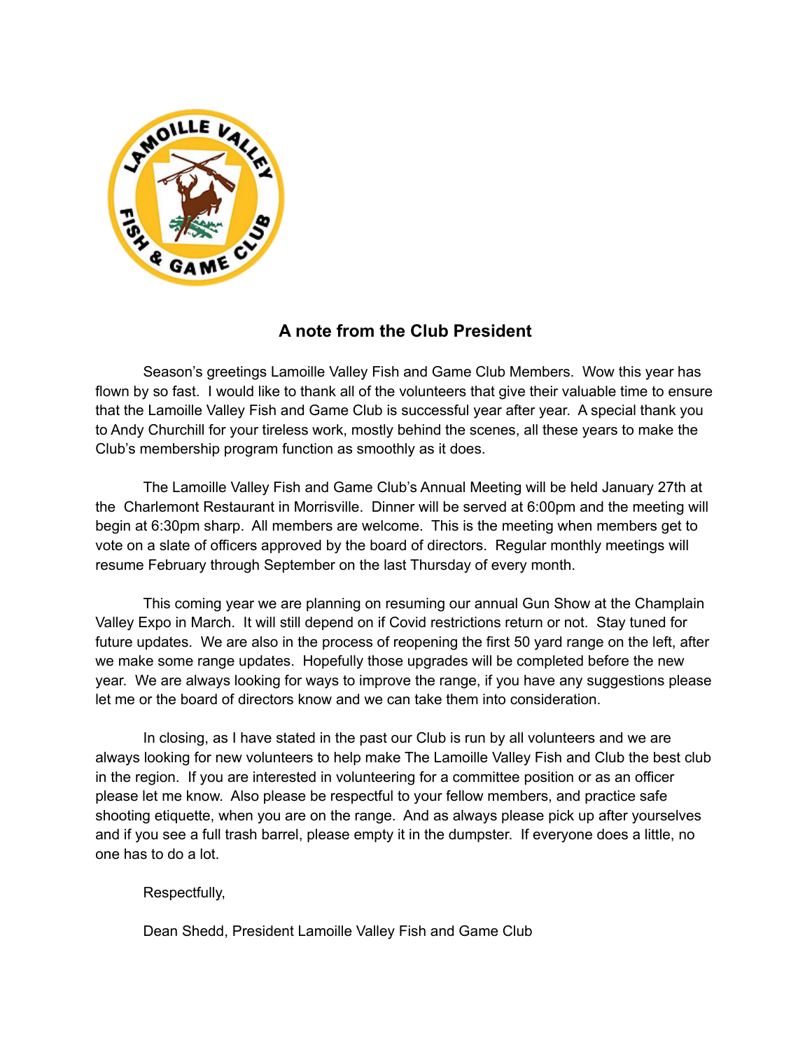## A note from the Club President

Season's greetings Lamoille Valley Fish and Game Club Members. Wow this year has flown by so fast. I would like to thank all of the volunteers that give their valuable time to ensure that the Lamoille Valley Fish and Game Club is successful year after year. A special thank you to Andy Churchill for your tireless work, mostly behind the scenes, all these years to make the Club's membership program function as smoothly as it does.

The Lamoille Valley Fish and Game Club's Annual Meeting will be held January 27th at the Charlemont Restaurant in Morrisville. Dinner will be served at 6:00pm and the meeting will begin at 6:30pm sharp. All members are welcome. This is the meeting when members get to vote on a slate of officers approved by the board of directors. Regular monthly meetings will resume February through September on the last Thursday of every month.

This coming year we are planning on resuming our annual Gun Show at the Champlain Valley Expo in March. It will still depend on if Covid restrictions return or not. Stay tuned for future updates. We are also in the process of reopening the first 50 yard range on the left, after we make some range updates. Hopefully those upgrades will be completed before the new year. We are always looking for ways to improve the range, if you have any suggestions please let me or the board of directors know and we can take them into consideration.

In closing, as I have stated in the past our Club is run by all volunteers and we are always looking for new volunteers to help make The Lamoille Valley Fish and Club the best club in the region. If you are interested in volunteering for a committee position or as an officer please let me know. Also please be respectful to your fellow members, and practice safe shooting etiquette, when you are on the range. And as always please pick up after yourselves and if you see a full trash barrel, please empty it in the dumpster. If everyone does a little, no one has to do a lot.

Respectfully,

Dean Shedd, President Lamoille Valley Fish and Game Club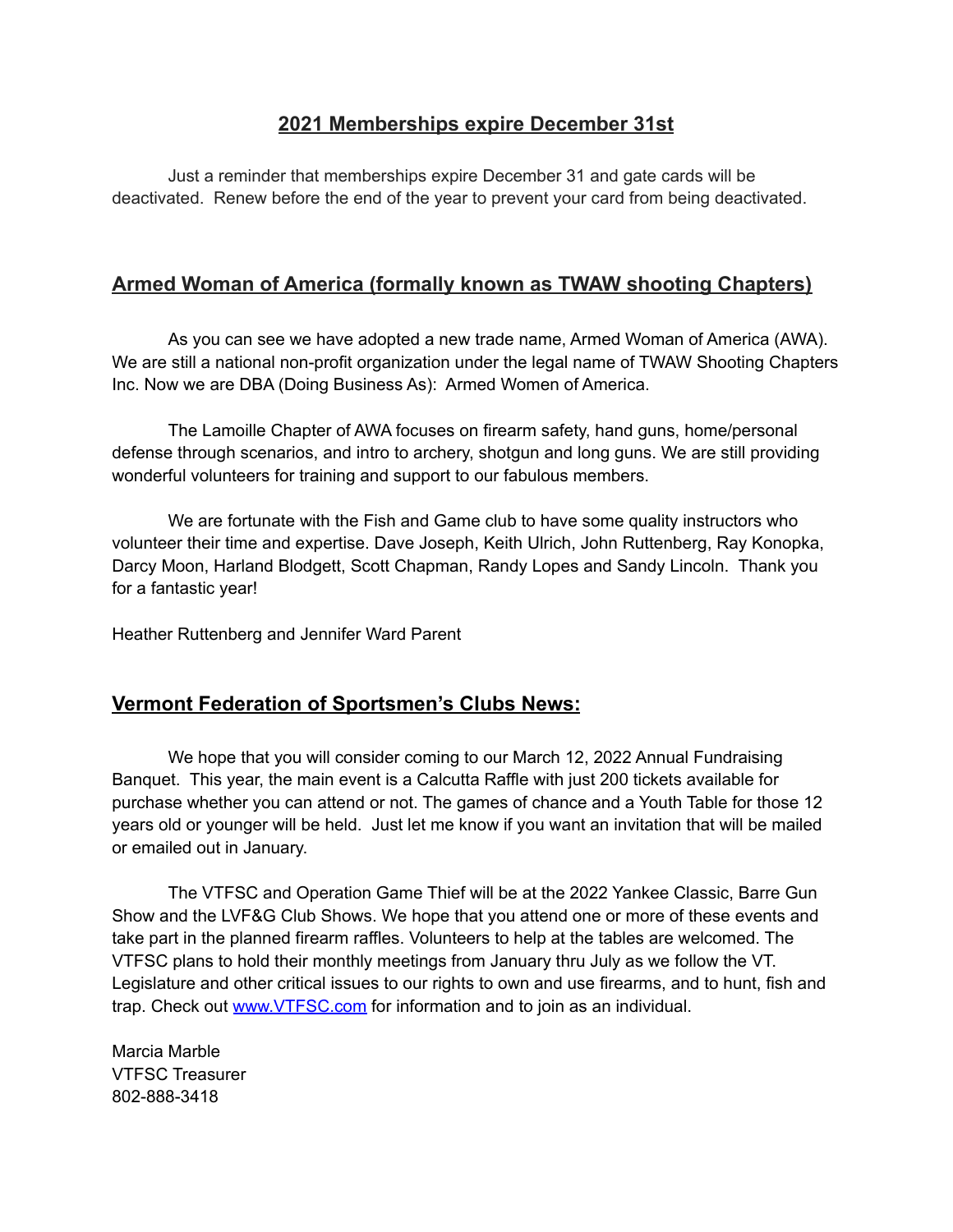## 2021 Memberships expire December 31st

Just a reminder that memberships expire December 31 and gate cards will be deactivated. Renew before the end of the year to prevent your card from being deactivated.

## Armed Woman of America (formally known as TWAW shooting Chapters)

As you can see we have adopted a new trade name, Armed Woman of America (AWA). We are still a national non-profit organization under the legal name of TWAW Shooting Chapters Inc. Now we are DBA (Doing Business As): Armed Women of America.

The Lamoille Chapter of AWA focuses on firearm safety, hand guns, home/personal defense through scenarios, and intro to archery, shotgun and long guns. We are still providing wonderful volunteers for training and support to our fabulous members.

We are fortunate with the Fish and Game club to have some quality instructors who volunteer their time and expertise. Dave Joseph, Keith Ulrich, John Ruttenberg, Ray Konopka, Darcy Moon, Harland Blodgett, Scott Chapman, Randy Lopes and Sandy Lincoln. Thank you for a fantastic year!

Heather Ruttenberg and Jennifer Ward Parent

## Vermont Federation of Sportsmen's Clubs News:

We hope that you will consider coming to our March 12, 2022 Annual Fundraising Banquet. This year, the main event is a Calcutta Raffle with just 200 tickets available for purchase whether you can attend or not. The games of chance and a Youth Table for those 12 years old or younger will be held. Just let me know if you want an invitation that will be mailed or emailed out in January.

The VTFSC and Operation Game Thief will be at the 2022 Yankee Classic, Barre Gun Show and the LVF&G Club Shows. We hope that you attend one or more of these events and take part in the planned firearm raffles. Volunteers to help at the tables are welcomed. The VTFSC plans to hold their monthly meetings from January thru July as we follow the VT. Legislature and other critical issues to our rights to own and use firearms, and to hunt, fish and trap. Check out [www.VTFSC.com](http://www.VTFSC.com) for information and to join as an individual.

Marcia Marble
VTFSC Treasurer
802-888-3418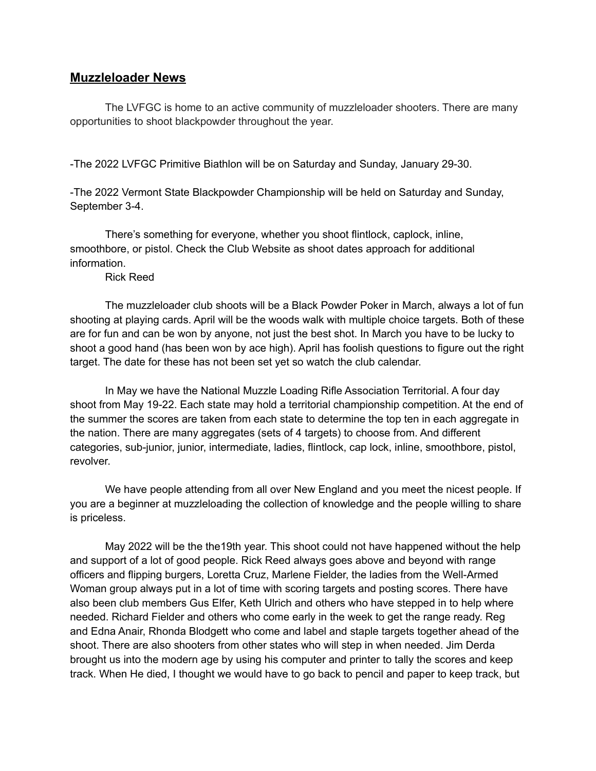## Muzzleloader News

The LVFGC is home to an active community of muzzleloader shooters. There are many opportunities to shoot blackpowder throughout the year.

-The 2022 LVFGC Primitive Biathlon will be on Saturday and Sunday, January 29-30.

-The 2022 Vermont State Blackpowder Championship will be held on Saturday and Sunday, September 3-4.

There's something for everyone, whether you shoot flintlock, caplock, inline, smoothbore, or pistol. Check the Club Website as shoot dates approach for additional information.

Rick Reed

The muzzleloader club shoots will be a Black Powder Poker in March, always a lot of fun shooting at playing cards. April will be the woods walk with multiple choice targets. Both of these are for fun and can be won by anyone, not just the best shot. In March you have to be lucky to shoot a good hand (has been won by ace high). April has foolish questions to figure out the right target. The date for these has not been set yet so watch the club calendar.

In May we have the National Muzzle Loading Rifle Association Territorial. A four day shoot from May 19-22. Each state may hold a territorial championship competition. At the end of the summer the scores are taken from each state to determine the top ten in each aggregate in the nation. There are many aggregates (sets of 4 targets) to choose from. And different categories, sub-junior, junior, intermediate, ladies, flintlock, cap lock, inline, smoothbore, pistol, revolver.

We have people attending from all over New England and you meet the nicest people. If you are a beginner at muzzleloading the collection of knowledge and the people willing to share is priceless.

May 2022 will be the the19th year. This shoot could not have happened without the help and support of a lot of good people. Rick Reed always goes above and beyond with range officers and flipping burgers, Loretta Cruz, Marlene Fielder, the ladies from the Well-Armed Woman group always put in a lot of time with scoring targets and posting scores. There have also been club members Gus Elfer, Keth Ulrich and others who have stepped in to help where needed. Richard Fielder and others who come early in the week to get the range ready. Reg and Edna Anair, Rhonda Blodgett who come and label and staple targets together ahead of the shoot. There are also shooters from other states who will step in when needed. Jim Derda brought us into the modern age by using his computer and printer to tally the scores and keep track. When He died, I thought we would have to go back to pencil and paper to keep track, but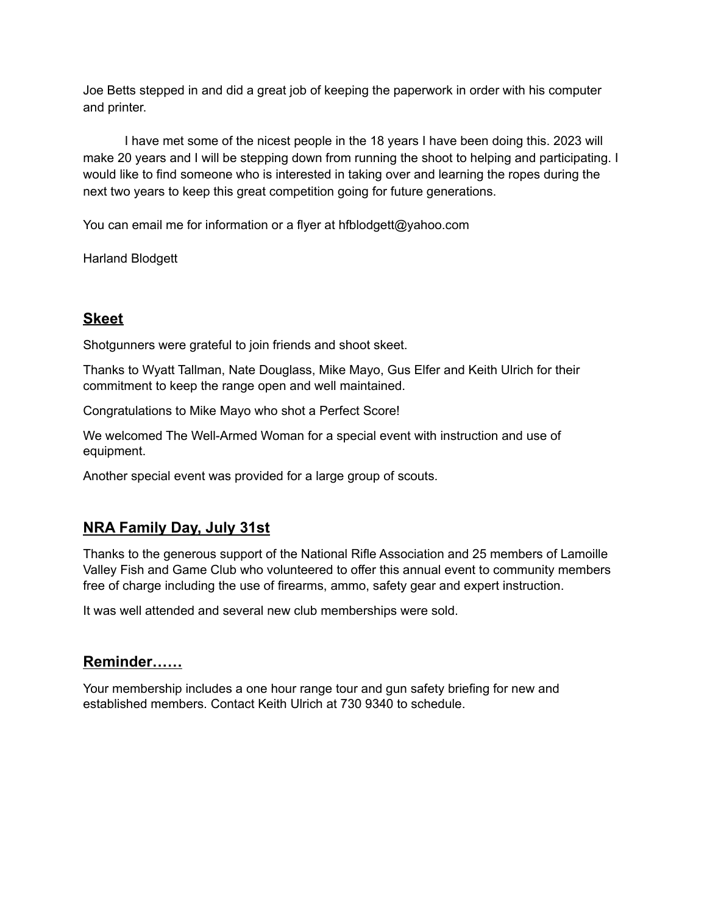Joe Betts stepped in and did a great job of keeping the paperwork in order with his computer and printer.

I have met some of the nicest people in the 18 years I have been doing this. 2023 will make 20 years and I will be stepping down from running the shoot to helping and participating. I would like to find someone who is interested in taking over and learning the ropes during the next two years to keep this great competition going for future generations.

You can email me for information or a flyer at hfblodgett@yahoo.com

Harland Blodgett

## **Skeet**

Shotgunners were grateful to join friends and shoot skeet.

Thanks to Wyatt Tallman, Nate Douglass, Mike Mayo, Gus Elfer and Keith Ulrich for their commitment to keep the range open and well maintained.

Congratulations to Mike Mayo who shot a Perfect Score!

We welcomed The Well-Armed Woman for a special event with instruction and use of equipment.

Another special event was provided for a large group of scouts.

## **NRA Family Day, July 31st**

Thanks to the generous support of the National Rifle Association and 25 members of Lamoille Valley Fish and Game Club who volunteered to offer this annual event to community members free of charge including the use of firearms, ammo, safety gear and expert instruction.

It was well attended and several new club memberships were sold.

## **Reminder……**

Your membership includes a one hour range tour and gun safety briefing for new and established members. Contact Keith Ulrich at 730 9340 to schedule.